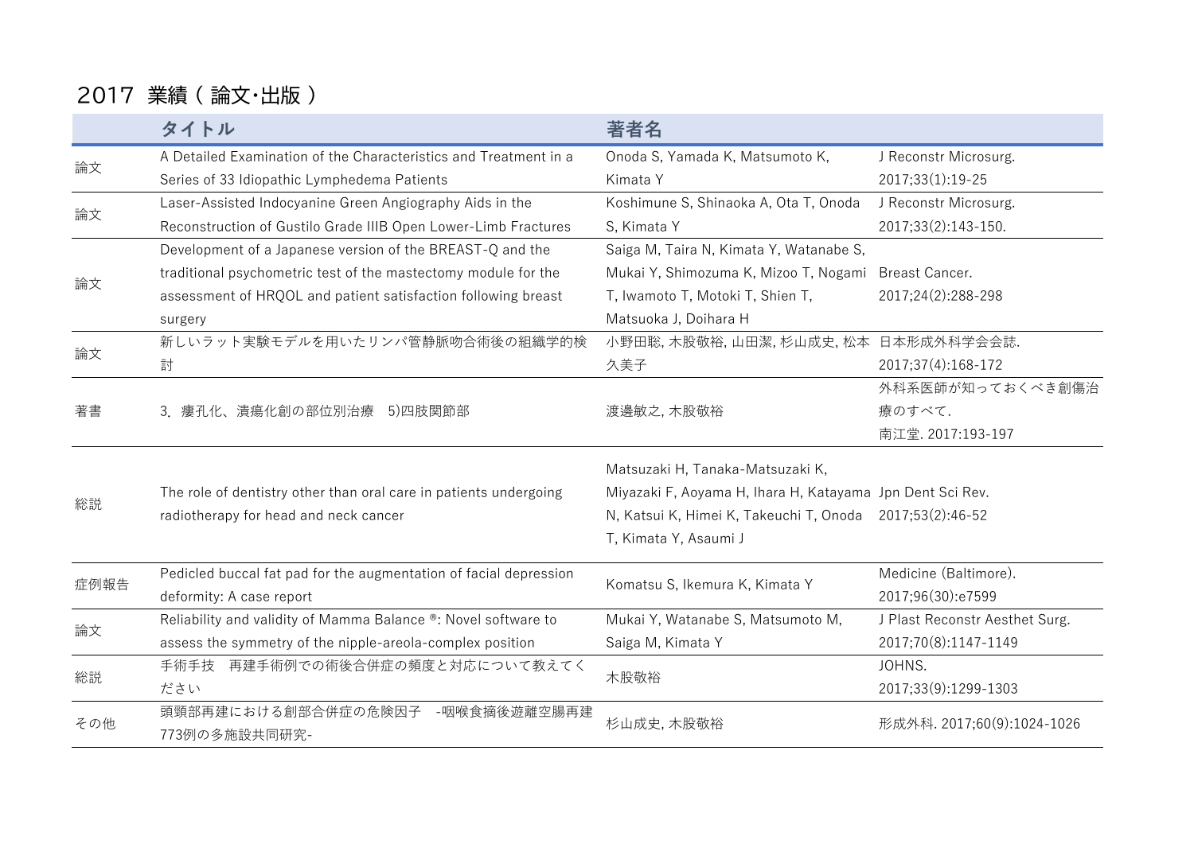# 2017 業績 ( 論文･出版 )

| | タイトル | 著者名 | |
|---|---|---|---|
| 論文 | A Detailed Examination of the Characteristics and Treatment in a Series of 33 Idiopathic Lymphedema Patients | Onoda S, Yamada K, Matsumoto K, Kimata Y | J Reconstr Microsurg. 2017;33(1):19-25 |
| 論文 | Laser-Assisted Indocyanine Green Angiography Aids in the Reconstruction of Gustilo Grade IIIB Open Lower-Limb Fractures | Koshimune S, Shinaoka A, Ota T, Onoda S, Kimata Y | J Reconstr Microsurg. 2017;33(2):143-150. |
| 論文 | Development of a Japanese version of the BREAST-Q and the traditional psychometric test of the mastectomy module for the assessment of HRQOL and patient satisfaction following breast surgery | Saiga M, Taira N, Kimata Y, Watanabe S, Mukai Y, Shimozuma K, Mizoo T, Nogami T, Iwamoto T, Motoki T, Shien T, Matsuoka J, Doihara H | Breast Cancer. 2017;24(2):288-298 |
| 論文 | 新しいラット実験モデルを用いたリンパ管静脈吻合術後の組織学的検討 | 小野田聡, 木股敬裕, 山田潔, 杉山成史, 松本久美子 | 日本形成外科学会会誌. 2017;37(4):168-172 |
| 著書 | 3. 瘻孔化、潰瘍化創の部位別治療　5)四肢関節部 | 渡邊敏之, 木股敬裕 | 外科系医師が知っておくべき創傷治療のすべて. 南江堂. 2017:193-197 |
| 総説 | The role of dentistry other than oral care in patients undergoing radiotherapy for head and neck cancer | Matsuzaki H, Tanaka-Matsuzaki K, Miyazaki F, Aoyama H, Ihara H, Katayama N, Katsui K, Himei K, Takeuchi T, Onoda T, Kimata Y, Asaumi J | Jpn Dent Sci Rev. 2017;53(2):46-52 |
| 症例報告 | Pedicled buccal fat pad for the augmentation of facial depression deformity: A case report | Komatsu S, Ikemura K, Kimata Y | Medicine (Baltimore). 2017;96(30):e7599 |
| 論文 | Reliability and validity of Mamma Balance ®: Novel software to assess the symmetry of the nipple-areola-complex position | Mukai Y, Watanabe S, Matsumoto M, Saiga M, Kimata Y | J Plast Reconstr Aesthet Surg. 2017;70(8):1147-1149 |
| 総説 | 手術手技　再建手術例での術後合併症の頻度と対応について教えてください | 木股敬裕 | JOHNS. 2017;33(9):1299-1303 |
| その他 | 頭頸部再建における創部合併症の危険因子　-咽喉食摘後遊離空腸再建773例の多施設共同研究- | 杉山成史, 木股敬裕 | 形成外科. 2017;60(9):1024-1026 |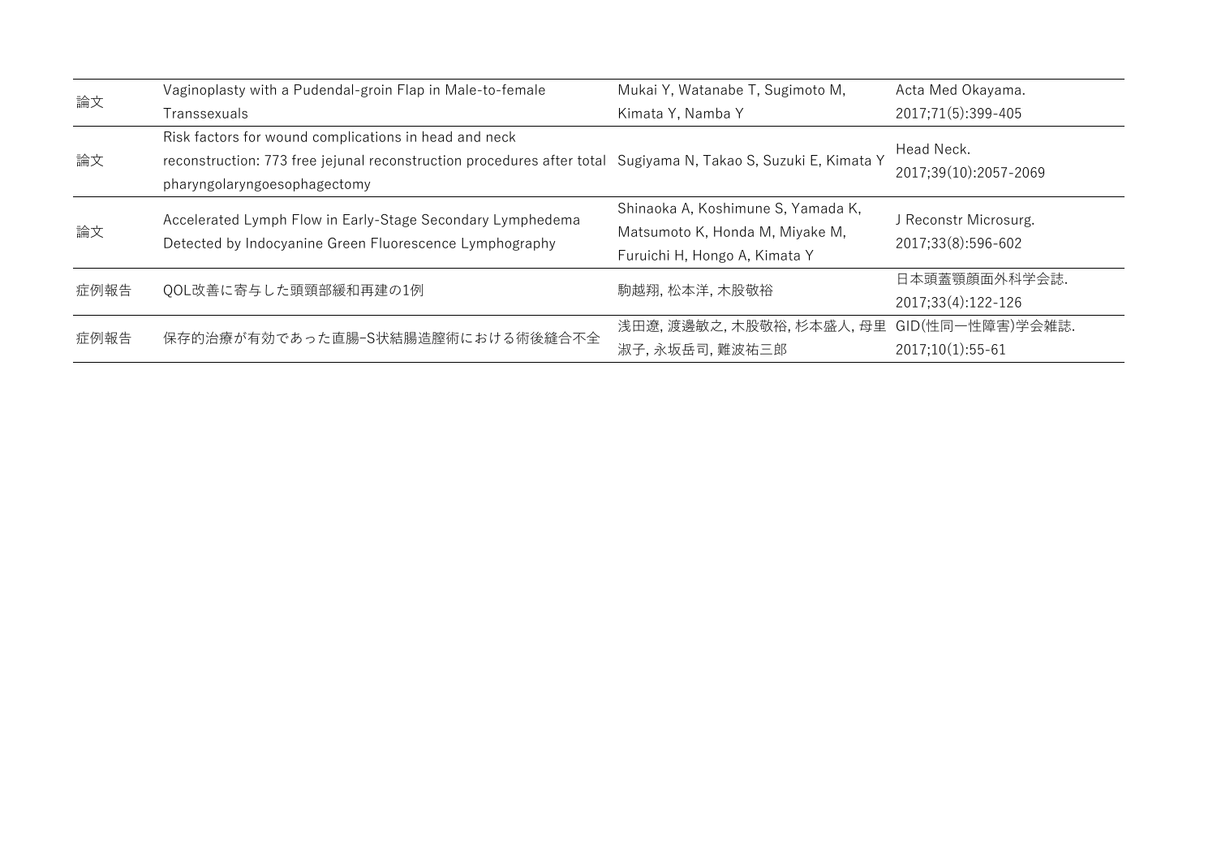| | | | |
|---|---|---|---|
| 論文 | Vaginoplasty with a Pudendal-groin Flap in Male-to-female Transsexuals | Mukai Y, Watanabe T, Sugimoto M, Kimata Y, Namba Y | Acta Med Okayama. 2017;71(5):399-405 |
| 論文 | Risk factors for wound complications in head and neck reconstruction: 773 free jejunal reconstruction procedures after total pharyngolaryngoesophagectomy | Sugiyama N, Takao S, Suzuki E, Kimata Y | Head Neck. 2017;39(10):2057-2069 |
| 論文 | Accelerated Lymph Flow in Early-Stage Secondary Lymphedema Detected by Indocyanine Green Fluorescence Lymphography | Shinaoka A, Koshimune S, Yamada K, Matsumoto K, Honda M, Miyake M, Furuichi H, Hongo A, Kimata Y | J Reconstr Microsurg. 2017;33(8):596-602 |
| 症例報告 | QOL改善に寄与した頭頸部緩和再建の1例 | 駒越翔, 松本洋, 木股敬裕 | 日本頭蓋顎顔面外科学会誌. 2017;33(4):122-126 |
| 症例報告 | 保存的治療が有効であった直腸-S状結腸造膣術における術後縫合不全 | 浅田遼, 渡邊敏之, 木股敬裕, 杉本盛人, 母里淑子, 永坂岳司, 難波祐三郎 | GID(性同一性障害)学会雑誌. 2017;10(1):55-61 |